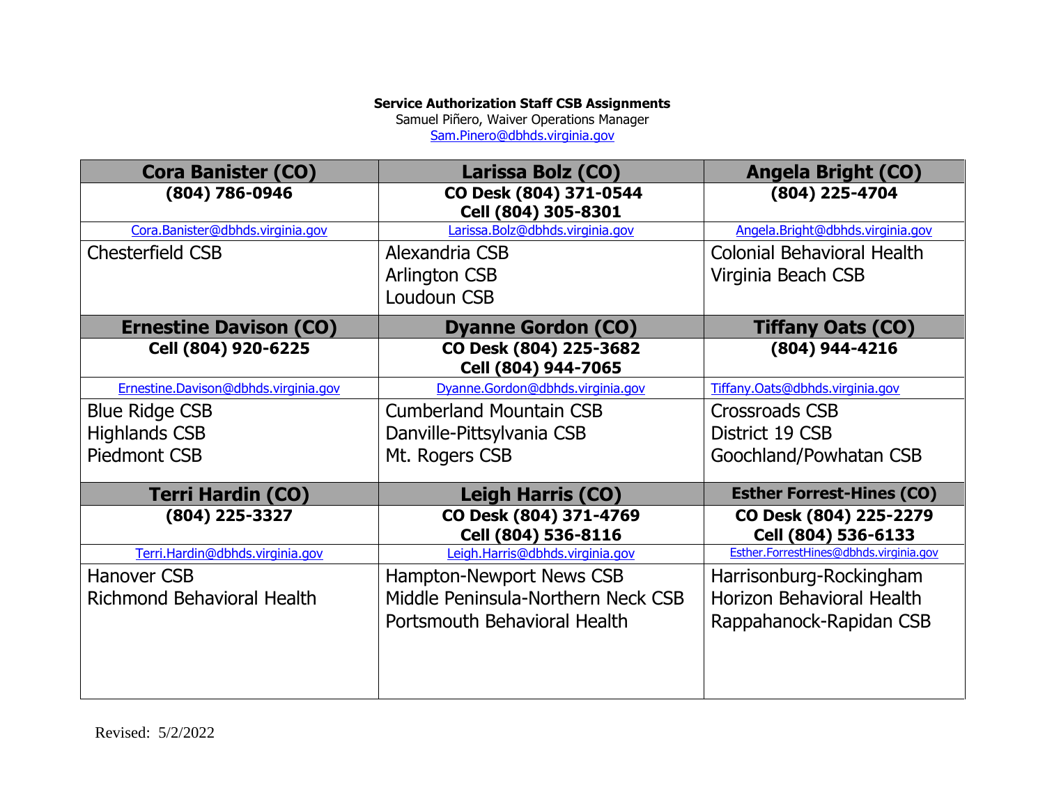**Service Authorization Staff CSB Assignments**
Samuel Piñero, Waiver Operations Manager
Sam.Pinero@dbhds.virginia.gov

| Cora Banister (CO) | Larissa Bolz (CO) | Angela Bright (CO) |
|---|---|---|
| **(804) 786-0946** | **CO Desk (804) 371-0544**<br>**Cell (804) 305-8301** | **(804) 225-4704** |
| Cora.Banister@dbhds.virginia.gov | Larissa.Bolz@dbhds.virginia.gov | Angela.Bright@dbhds.virginia.gov |
| Chesterfield CSB | Alexandria CSB<br>Arlington CSB<br>Loudoun CSB | Colonial Behavioral Health<br>Virginia Beach CSB |
| **Ernestine Davison (CO)** | **Dyanne Gordon (CO)** | **Tiffany Oats (CO)** |
| **Cell (804) 920-6225** | **CO Desk (804) 225-3682**<br>**Cell (804) 944-7065** | **(804) 944-4216** |
| Ernestine.Davison@dbhds.virginia.gov | Dyanne.Gordon@dbhds.virginia.gov | Tiffany.Oats@dbhds.virginia.gov |
| Blue Ridge CSB<br>Highlands CSB<br>Piedmont CSB | Cumberland Mountain CSB<br>Danville-Pittsylvania CSB<br>Mt. Rogers CSB | Crossroads CSB<br>District 19 CSB<br>Goochland/Powhatan CSB |
| **Terri Hardin (CO)** | **Leigh Harris (CO)** | **Esther Forrest-Hines (CO)** |
| **(804) 225-3327** | **CO Desk (804) 371-4769**<br>**Cell (804) 536-8116** | **CO Desk (804) 225-2279**<br>**Cell (804) 536-6133** |
| Terri.Hardin@dbhds.virginia.gov | Leigh.Harris@dbhds.virginia.gov | Esther.ForrestHines@dbhds.virginia.gov |
| Hanover CSB<br>Richmond Behavioral Health | Hampton-Newport News CSB<br>Middle Peninsula-Northern Neck CSB<br>Portsmouth Behavioral Health | Harrisonburg-Rockingham<br>Horizon Behavioral Health<br>Rappahanock-Rapidan CSB |

Revised: 5/2/2022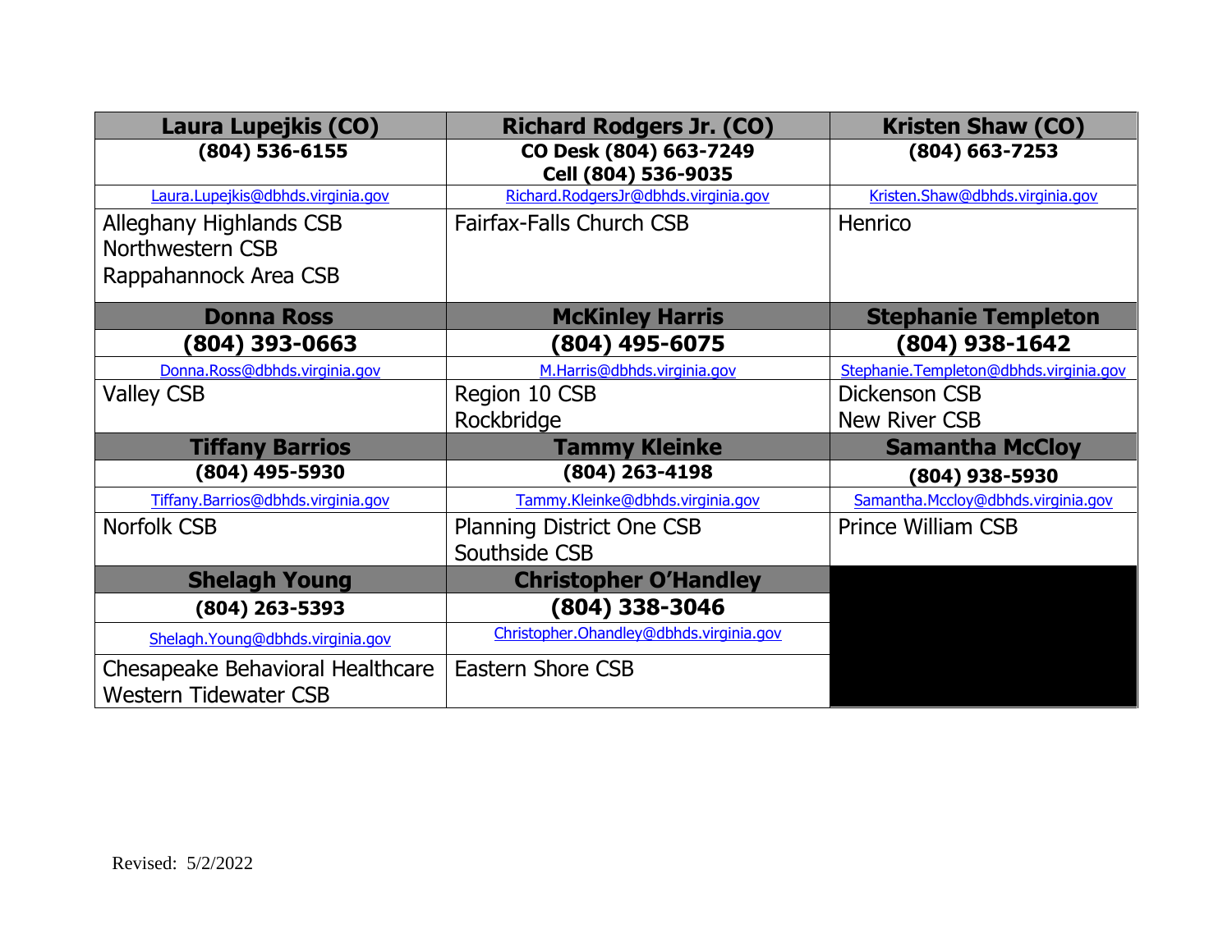| Laura Lupejkis (CO) | Richard Rodgers Jr. (CO) | Kristen Shaw (CO) |
|---|---|---|
| **(804) 536-6155** | **CO Desk (804) 663-7249**<br>**Cell (804) 536-9035** | **(804) 663-7253** |
| Laura.Lupejkis@dbhds.virginia.gov | Richard.RodgersJr@dbhds.virginia.gov | Kristen.Shaw@dbhds.virginia.gov |
| Alleghany Highlands CSB<br>Northwestern CSB<br>Rappahannock Area CSB | Fairfax-Falls Church CSB | Henrico |
| **Donna Ross** | **McKinley Harris** | **Stephanie Templeton** |
| **(804) 393-0663** | **(804) 495-6075** | **(804) 938-1642** |
| Donna.Ross@dbhds.virginia.gov | M.Harris@dbhds.virginia.gov | Stephanie.Templeton@dbhds.virginia.gov |
| Valley CSB | Region 10 CSB<br>Rockbridge | Dickenson CSB<br>New River CSB |
| **Tiffany Barrios** | **Tammy Kleinke** | **Samantha McCloy** |
| **(804) 495-5930** | **(804) 263-4198** | **(804) 938-5930** |
| Tiffany.Barrios@dbhds.virginia.gov | Tammy.Kleinke@dbhds.virginia.gov | Samantha.Mccloy@dbhds.virginia.gov |
| Norfolk CSB | Planning District One CSB<br>Southside CSB | Prince William CSB |
| **Shelagh Young** | **Christopher O'Handley** | |
| **(804) 263-5393** | **(804) 338-3046** | |
| Shelagh.Young@dbhds.virginia.gov | Christopher.Ohandley@dbhds.virginia.gov | |
| Chesapeake Behavioral Healthcare<br>Western Tidewater CSB | Eastern Shore CSB | |

Revised: 5/2/2022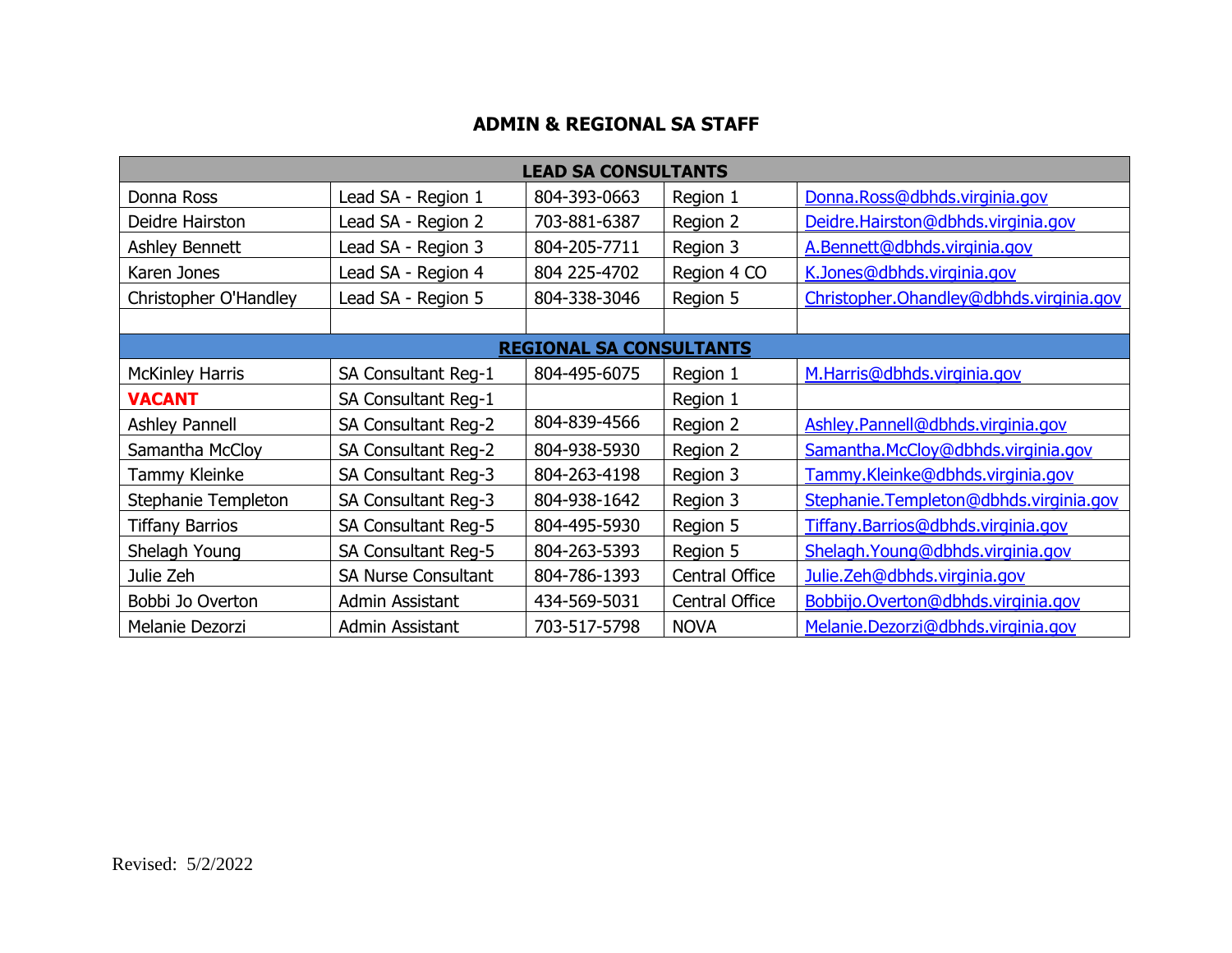## ADMIN & REGIONAL SA STAFF

| LEAD SA CONSULTANTS | | | | |
|---|---|---|---|---|
| Donna Ross | Lead SA - Region 1 | 804-393-0663 | Region 1 | Donna.Ross@dbhds.virginia.gov |
| Deidre Hairston | Lead SA - Region 2 | 703-881-6387 | Region 2 | Deidre.Hairston@dbhds.virginia.gov |
| Ashley Bennett | Lead SA - Region 3 | 804-205-7711 | Region 3 | A.Bennett@dbhds.virginia.gov |
| Karen Jones | Lead SA - Region 4 | 804 225-4702 | Region 4 CO | K.Jones@dbhds.virginia.gov |
| Christopher O'Handley | Lead SA - Region 5 | 804-338-3046 | Region 5 | Christopher.Ohandley@dbhds.virginia.gov |
| | | | | |
| **REGIONAL SA CONSULTANTS** | | | | |
| McKinley Harris | SA Consultant Reg-1 | 804-495-6075 | Region 1 | M.Harris@dbhds.virginia.gov |
| **VACANT** | SA Consultant Reg-1 | | Region 1 | |
| Ashley Pannell | SA Consultant Reg-2 | 804-839-4566 | Region 2 | Ashley.Pannell@dbhds.virginia.gov |
| Samantha McCloy | SA Consultant Reg-2 | 804-938-5930 | Region 2 | Samantha.McCloy@dbhds.virginia.gov |
| Tammy Kleinke | SA Consultant Reg-3 | 804-263-4198 | Region 3 | Tammy.Kleinke@dbhds.virginia.gov |
| Stephanie Templeton | SA Consultant Reg-3 | 804-938-1642 | Region 3 | Stephanie.Templeton@dbhds.virginia.gov |
| Tiffany Barrios | SA Consultant Reg-5 | 804-495-5930 | Region 5 | Tiffany.Barrios@dbhds.virginia.gov |
| Shelagh Young | SA Consultant Reg-5 | 804-263-5393 | Region 5 | Shelagh.Young@dbhds.virginia.gov |
| Julie Zeh | SA Nurse Consultant | 804-786-1393 | Central Office | Julie.Zeh@dbhds.virginia.gov |
| Bobbi Jo Overton | Admin Assistant | 434-569-5031 | Central Office | Bobbijo.Overton@dbhds.virginia.gov |
| Melanie Dezorzi | Admin Assistant | 703-517-5798 | NOVA | Melanie.Dezorzi@dbhds.virginia.gov |

Revised: 5/2/2022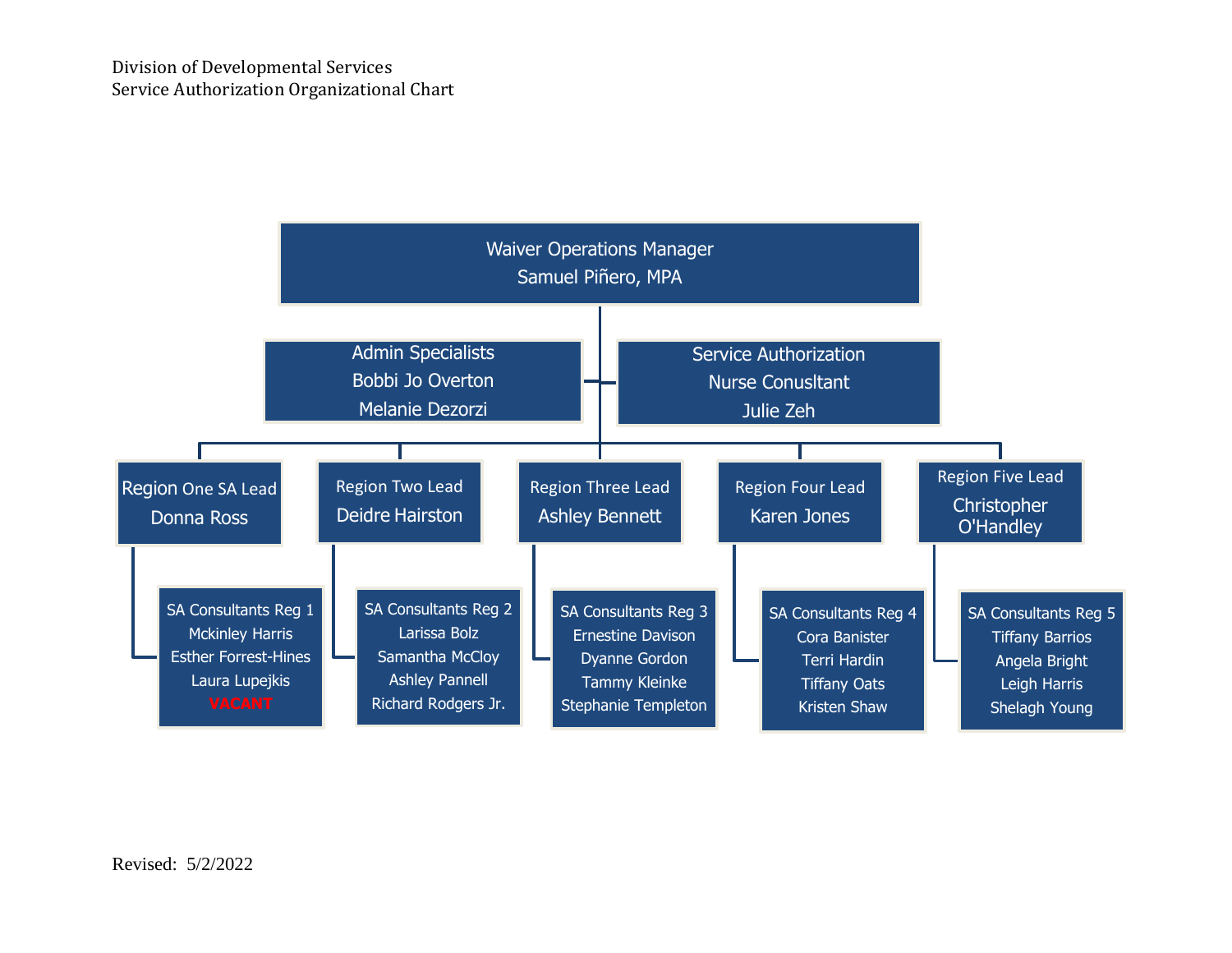Division of Developmental Services
Service Authorization Organizational Chart

Waiver Operations Manager
Samuel Piñero, MPA

Admin Specialists
Bobbi Jo Overton
Melanie Dezorzi

Service Authorization
Nurse Conusltant
Julie Zeh

Region One SA Lead
Donna Ross

Region Two Lead
Deidre Hairston

Region Three Lead
Ashley Bennett

Region Four Lead
Karen Jones

Region Five Lead
Christopher O'Handley

SA Consultants Reg 1
Mckinley Harris
Esther Forrest-Hines
Laura Lupejkis
VACANT

SA Consultants Reg 2
Larissa Bolz
Samantha McCloy
Ashley Pannell
Richard Rodgers Jr.

SA Consultants Reg 3
Ernestine Davison
Dyanne Gordon
Tammy Kleinke
Stephanie Templeton

SA Consultants Reg 4
Cora Banister
Terri Hardin
Tiffany Oats
Kristen Shaw

SA Consultants Reg 5
Tiffany Barrios
Angela Bright
Leigh Harris
Shelagh Young

Revised: 5/2/2022